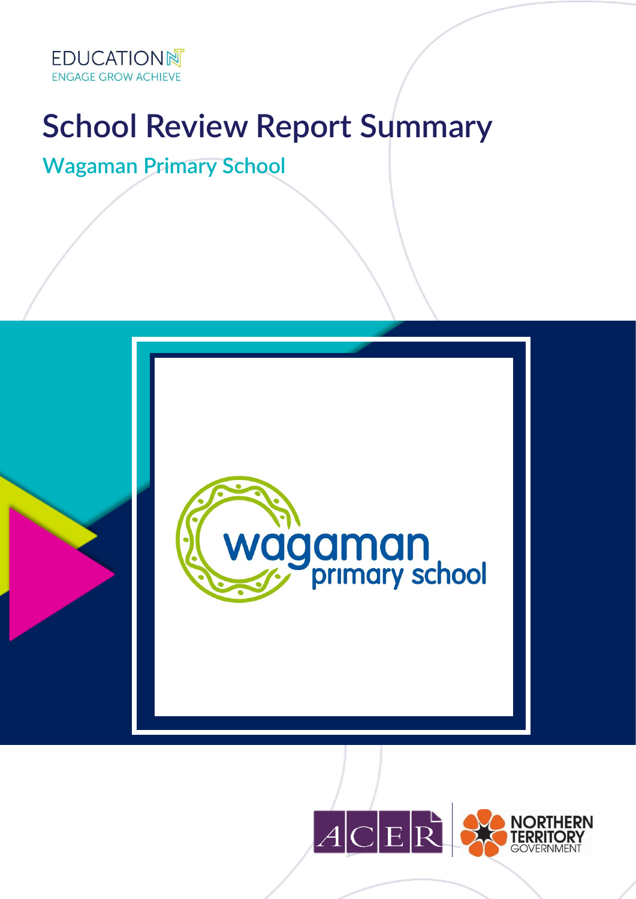EDUCATION NT
ENGAGE GROW ACHIEVE

# School Review Report Summary

## Wagaman Primary School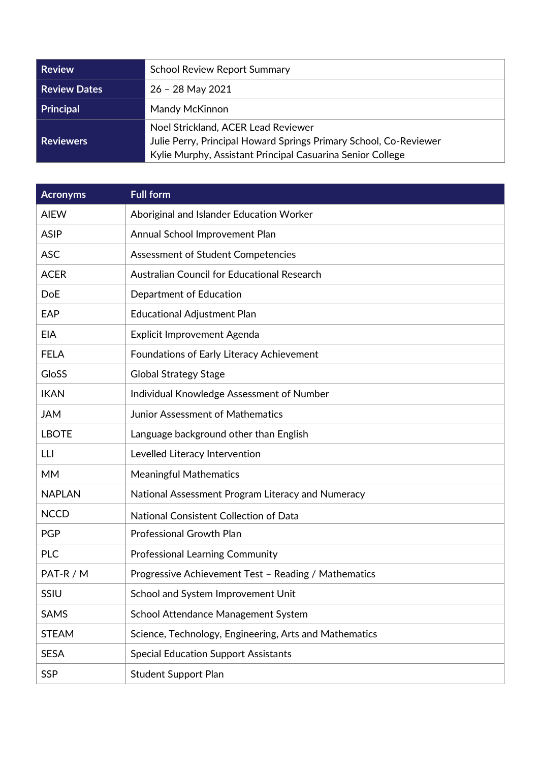| Review | School Review Report Summary |
| --- | --- |
| Review Dates | 26 – 28 May 2021 |
| Principal | Mandy McKinnon |
| Reviewers | Noel Strickland, ACER Lead Reviewer<br>Julie Perry, Principal Howard Springs Primary School, Co-Reviewer<br>Kylie Murphy, Assistant Principal Casuarina Senior College |

| Acronyms | Full form |
| --- | --- |
| AIEW | Aboriginal and Islander Education Worker |
| ASIP | Annual School Improvement Plan |
| ASC | Assessment of Student Competencies |
| ACER | Australian Council for Educational Research |
| DoE | Department of Education |
| EAP | Educational Adjustment Plan |
| EIA | Explicit Improvement Agenda |
| FELA | Foundations of Early Literacy Achievement |
| GloSS | Global Strategy Stage |
| IKAN | Individual Knowledge Assessment of Number |
| JAM | Junior Assessment of Mathematics |
| LBOTE | Language background other than English |
| LLI | Levelled Literacy Intervention |
| MM | Meaningful Mathematics |
| NAPLAN | National Assessment Program Literacy and Numeracy |
| NCCD | National Consistent Collection of Data |
| PGP | Professional Growth Plan |
| PLC | Professional Learning Community |
| PAT-R / M | Progressive Achievement Test – Reading / Mathematics |
| SSIU | School and System Improvement Unit |
| SAMS | School Attendance Management System |
| STEAM | Science, Technology, Engineering, Arts and Mathematics |
| SESA | Special Education Support Assistants |
| SSP | Student Support Plan |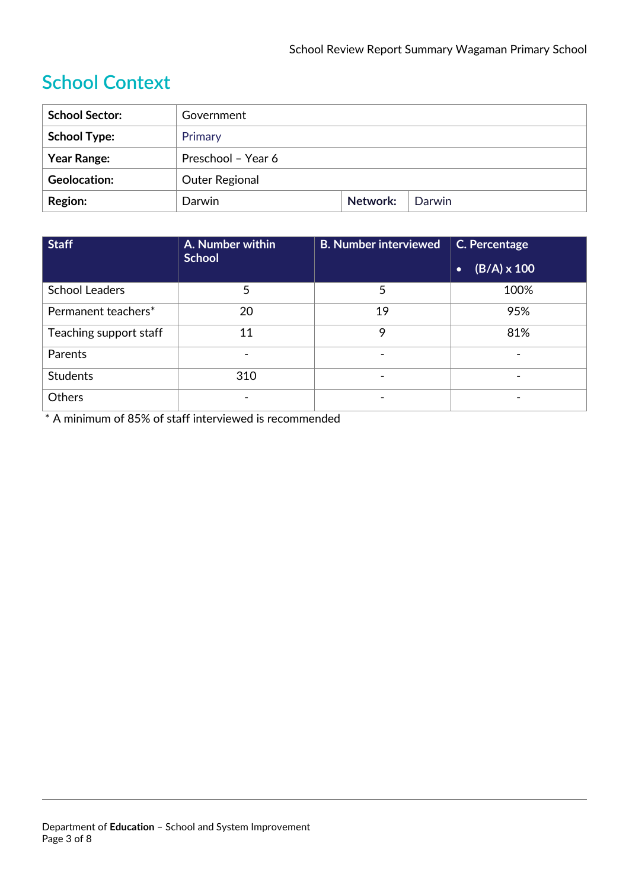## School Context

| School Sector: | Government | | |
|---|---|---|---|
| School Type: | Primary | | |
| Year Range: | Preschool – Year 6 | | |
| Geolocation: | Outer Regional | | |
| Region: | Darwin | Network: | Darwin |

| Staff | A. Number within School | B. Number interviewed | C. Percentage (B/A) x 100 |
|---|---|---|---|
| School Leaders | 5 | 5 | 100% |
| Permanent teachers* | 20 | 19 | 95% |
| Teaching support staff | 11 | 9 | 81% |
| Parents | - | - | - |
| Students | 310 | - | - |
| Others | - | - | - |

* A minimum of 85% of staff interviewed is recommended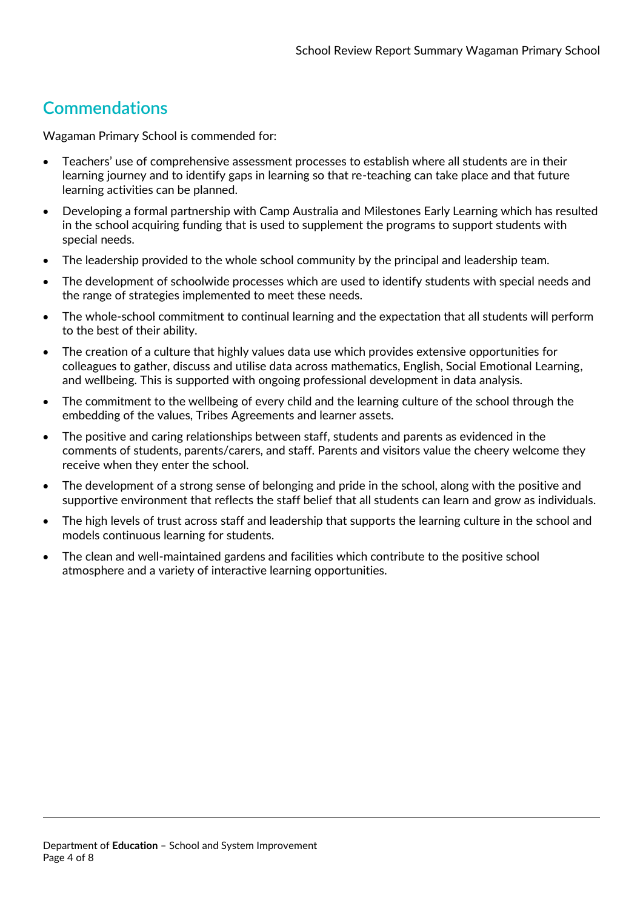## Commendations

Wagaman Primary School is commended for:

- Teachers' use of comprehensive assessment processes to establish where all students are in their learning journey and to identify gaps in learning so that re-teaching can take place and that future learning activities can be planned.
- Developing a formal partnership with Camp Australia and Milestones Early Learning which has resulted in the school acquiring funding that is used to supplement the programs to support students with special needs.
- The leadership provided to the whole school community by the principal and leadership team.
- The development of schoolwide processes which are used to identify students with special needs and the range of strategies implemented to meet these needs.
- The whole-school commitment to continual learning and the expectation that all students will perform to the best of their ability.
- The creation of a culture that highly values data use which provides extensive opportunities for colleagues to gather, discuss and utilise data across mathematics, English, Social Emotional Learning, and wellbeing. This is supported with ongoing professional development in data analysis.
- The commitment to the wellbeing of every child and the learning culture of the school through the embedding of the values, Tribes Agreements and learner assets.
- The positive and caring relationships between staff, students and parents as evidenced in the comments of students, parents/carers, and staff. Parents and visitors value the cheery welcome they receive when they enter the school.
- The development of a strong sense of belonging and pride in the school, along with the positive and supportive environment that reflects the staff belief that all students can learn and grow as individuals.
- The high levels of trust across staff and leadership that supports the learning culture in the school and models continuous learning for students.
- The clean and well-maintained gardens and facilities which contribute to the positive school atmosphere and a variety of interactive learning opportunities.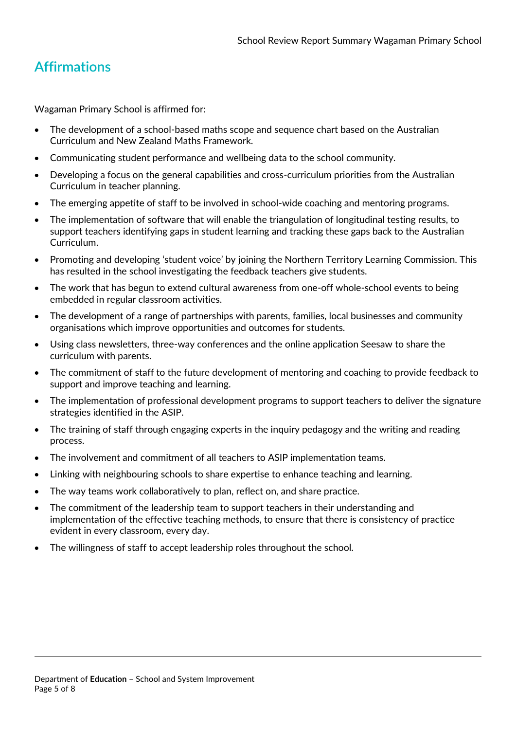## Affirmations

Wagaman Primary School is affirmed for:

- The development of a school-based maths scope and sequence chart based on the Australian Curriculum and New Zealand Maths Framework.
- Communicating student performance and wellbeing data to the school community.
- Developing a focus on the general capabilities and cross-curriculum priorities from the Australian Curriculum in teacher planning.
- The emerging appetite of staff to be involved in school-wide coaching and mentoring programs.
- The implementation of software that will enable the triangulation of longitudinal testing results, to support teachers identifying gaps in student learning and tracking these gaps back to the Australian Curriculum.
- Promoting and developing 'student voice' by joining the Northern Territory Learning Commission. This has resulted in the school investigating the feedback teachers give students.
- The work that has begun to extend cultural awareness from one-off whole-school events to being embedded in regular classroom activities.
- The development of a range of partnerships with parents, families, local businesses and community organisations which improve opportunities and outcomes for students.
- Using class newsletters, three-way conferences and the online application Seesaw to share the curriculum with parents.
- The commitment of staff to the future development of mentoring and coaching to provide feedback to support and improve teaching and learning.
- The implementation of professional development programs to support teachers to deliver the signature strategies identified in the ASIP.
- The training of staff through engaging experts in the inquiry pedagogy and the writing and reading process.
- The involvement and commitment of all teachers to ASIP implementation teams.
- Linking with neighbouring schools to share expertise to enhance teaching and learning.
- The way teams work collaboratively to plan, reflect on, and share practice.
- The commitment of the leadership team to support teachers in their understanding and implementation of the effective teaching methods, to ensure that there is consistency of practice evident in every classroom, every day.
- The willingness of staff to accept leadership roles throughout the school.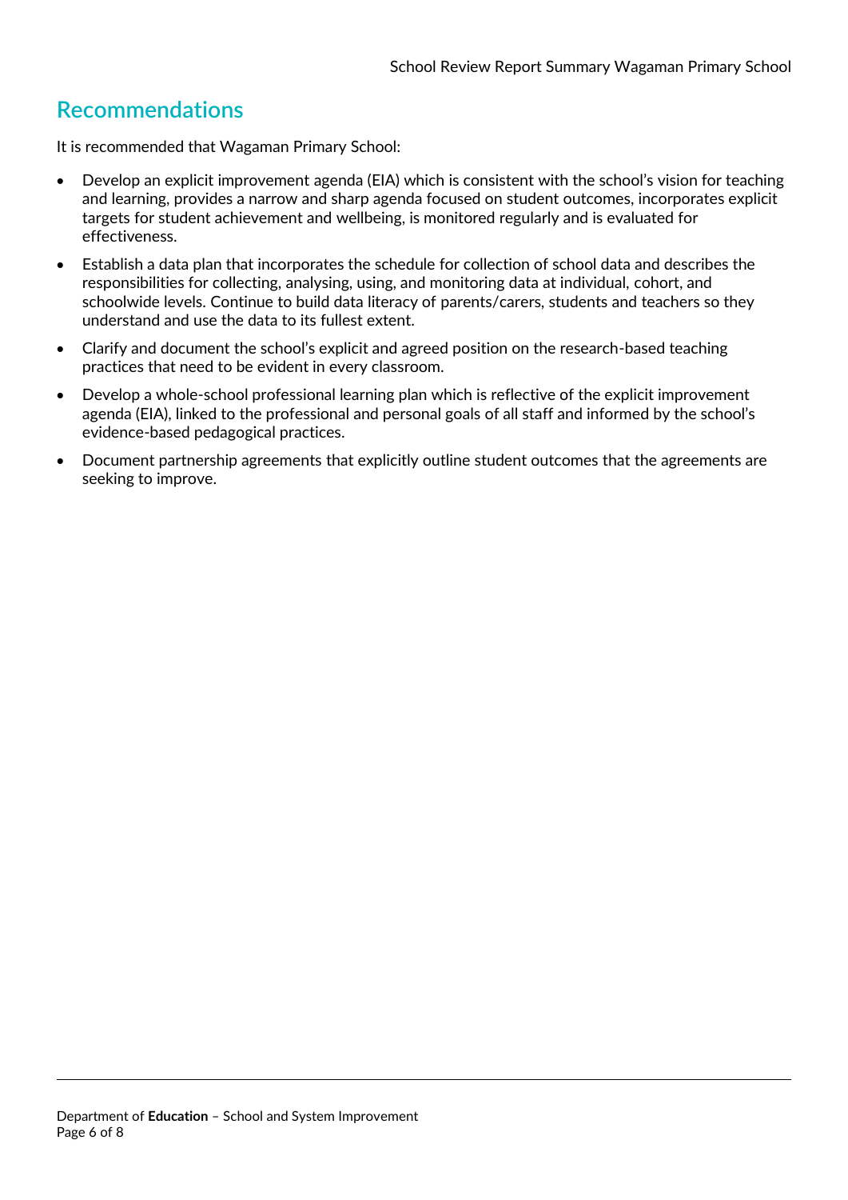## Recommendations

It is recommended that Wagaman Primary School:

- Develop an explicit improvement agenda (EIA) which is consistent with the school's vision for teaching and learning, provides a narrow and sharp agenda focused on student outcomes, incorporates explicit targets for student achievement and wellbeing, is monitored regularly and is evaluated for effectiveness.
- Establish a data plan that incorporates the schedule for collection of school data and describes the responsibilities for collecting, analysing, using, and monitoring data at individual, cohort, and schoolwide levels. Continue to build data literacy of parents/carers, students and teachers so they understand and use the data to its fullest extent.
- Clarify and document the school's explicit and agreed position on the research-based teaching practices that need to be evident in every classroom.
- Develop a whole-school professional learning plan which is reflective of the explicit improvement agenda (EIA), linked to the professional and personal goals of all staff and informed by the school's evidence-based pedagogical practices.
- Document partnership agreements that explicitly outline student outcomes that the agreements are seeking to improve.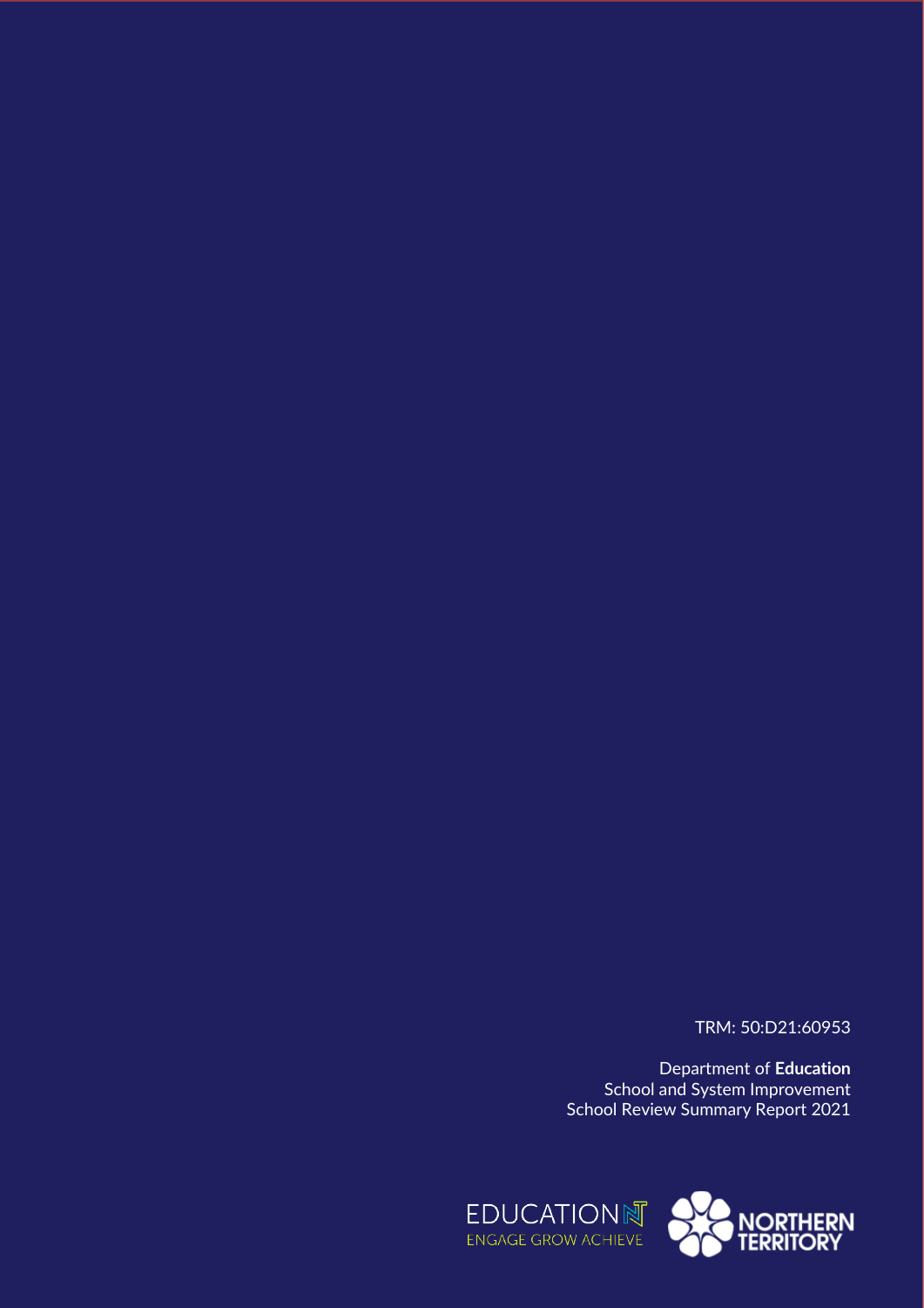TRM: 50:D21:60953

Department of **Education**
School and System Improvement
School Review Summary Report 2021

EDUCATION NT
ENGAGE GROW ACHIEVE

NORTHERN TERRITORY